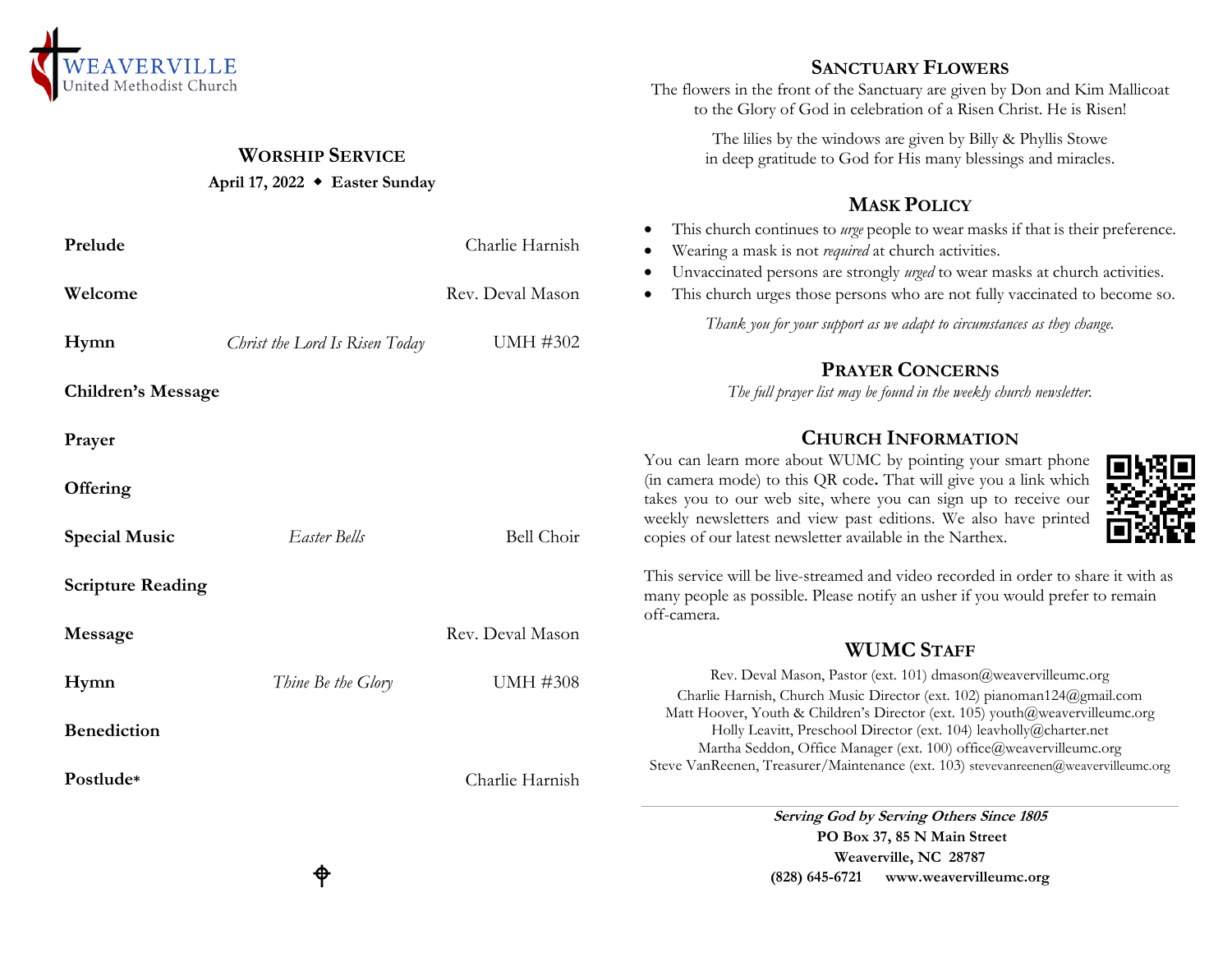WEAVERVILLE
United Methodist Church

## Worship Service

**April 17, 2022 ◆ Easter Sunday**

| | | |
|---|---|---|
| **Prelude** | | Charlie Harnish |
| **Welcome** | | Rev. Deval Mason |
| **Hymn** | *Christ the Lord Is Risen Today* | UMH #302 |
| **Children's Message** | | |
| **Prayer** | | |
| **Offering** | | |
| **Special Music** | *Easter Bells* | Bell Choir |
| **Scripture Reading** | | |
| **Message** | | Rev. Deval Mason |
| **Hymn** | *Thine Be the Glory* | UMH #308 |
| **Benediction** | | |
| **Postlude*** | | Charlie Harnish |

## Sanctuary Flowers

The flowers in the front of the Sanctuary are given by Don and Kim Mallicoat to the Glory of God in celebration of a Risen Christ. He is Risen!

The lilies by the windows are given by Billy & Phyllis Stowe in deep gratitude to God for His many blessings and miracles.

## Mask Policy

- This church continues to *urge* people to wear masks if that is their preference.
- Wearing a mask is not *required* at church activities.
- Unvaccinated persons are strongly *urged* to wear masks at church activities.
- This church urges those persons who are not fully vaccinated to become so.

*Thank you for your support as we adapt to circumstances as they change.*

## Prayer Concerns

*The full prayer list may be found in the weekly church newsletter.*

## Church Information

You can learn more about WUMC by pointing your smart phone (in camera mode) to this QR code. That will give you a link which takes you to our web site, where you can sign up to receive our weekly newsletters and view past editions. We also have printed copies of our latest newsletter available in the Narthex.

This service will be live-streamed and video recorded in order to share it with as many people as possible. Please notify an usher if you would prefer to remain off-camera.

## WUMC Staff

Rev. Deval Mason, Pastor (ext. 101) dmason@weavervilleumc.org
Charlie Harnish, Church Music Director (ext. 102) pianoman124@gmail.com
Matt Hoover, Youth & Children's Director (ext. 105) youth@weavervilleumc.org
Holly Leavitt, Preschool Director (ext. 104) leavholly@charter.net
Martha Seddon, Office Manager (ext. 100) office@weavervilleumc.org
Steve VanReenen, Treasurer/Maintenance (ext. 103) stevevanreenen@weavervilleumc.org

***Serving God by Serving Others Since 1805***
**PO Box 37, 85 N Main Street**
**Weaverville, NC 28787**
**(828) 645-6721 www.weavervilleumc.org**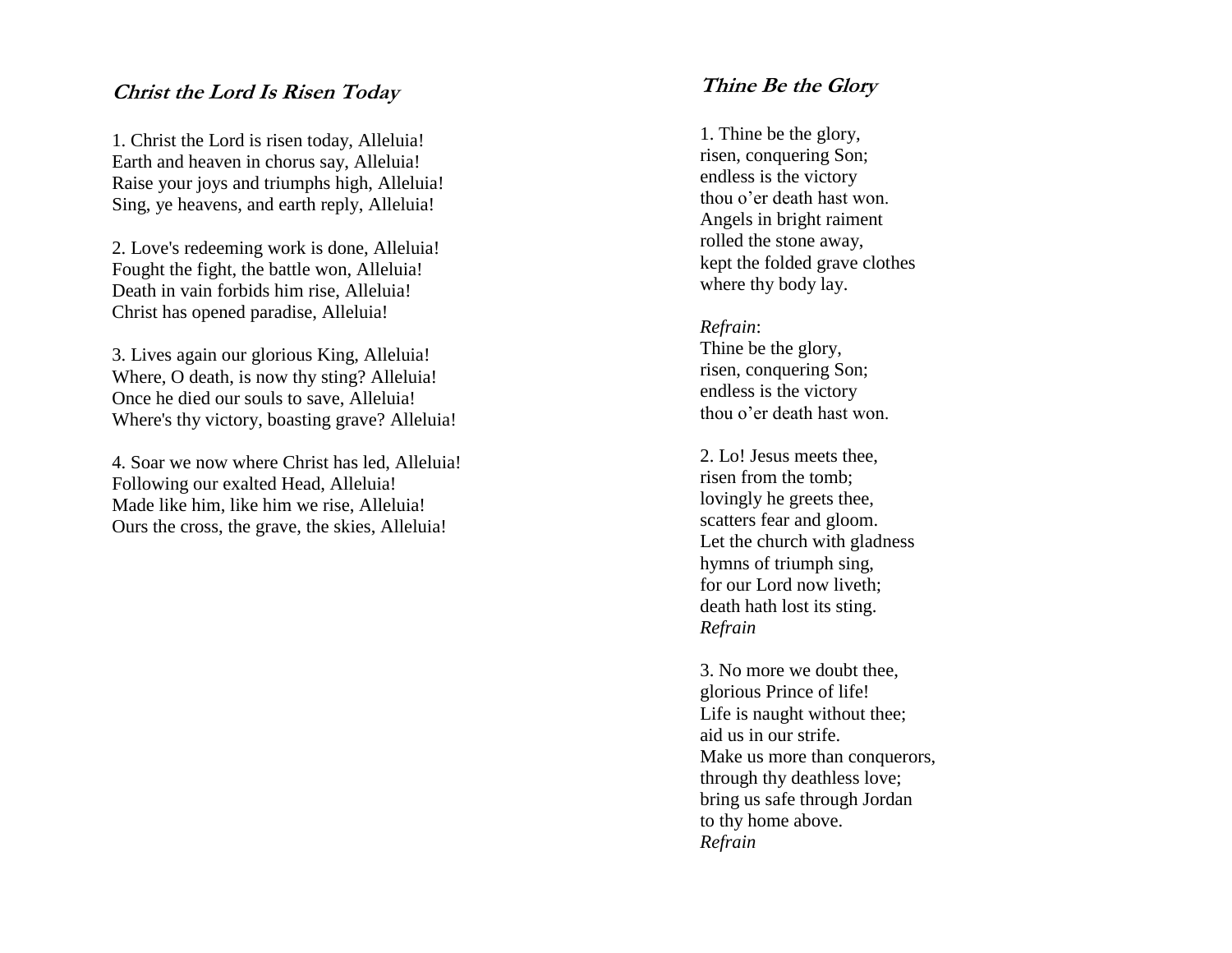## *Christ the Lord Is Risen Today*

1. Christ the Lord is risen today, Alleluia!
Earth and heaven in chorus say, Alleluia!
Raise your joys and triumphs high, Alleluia!
Sing, ye heavens, and earth reply, Alleluia!

2. Love's redeeming work is done, Alleluia!
Fought the fight, the battle won, Alleluia!
Death in vain forbids him rise, Alleluia!
Christ has opened paradise, Alleluia!

3. Lives again our glorious King, Alleluia!
Where, O death, is now thy sting? Alleluia!
Once he died our souls to save, Alleluia!
Where's thy victory, boasting grave? Alleluia!

4. Soar we now where Christ has led, Alleluia!
Following our exalted Head, Alleluia!
Made like him, like him we rise, Alleluia!
Ours the cross, the grave, the skies, Alleluia!

## *Thine Be the Glory*

1. Thine be the glory,
risen, conquering Son;
endless is the victory
thou o'er death hast won.
Angels in bright raiment
rolled the stone away,
kept the folded grave clothes
where thy body lay.

*Refrain*:
Thine be the glory,
risen, conquering Son;
endless is the victory
thou o'er death hast won.

2. Lo! Jesus meets thee,
risen from the tomb;
lovingly he greets thee,
scatters fear and gloom.
Let the church with gladness
hymns of triumph sing,
for our Lord now liveth;
death hath lost its sting.
*Refrain*

3. No more we doubt thee,
glorious Prince of life!
Life is naught without thee;
aid us in our strife.
Make us more than conquerors,
through thy deathless love;
bring us safe through Jordan
to thy home above.
*Refrain*